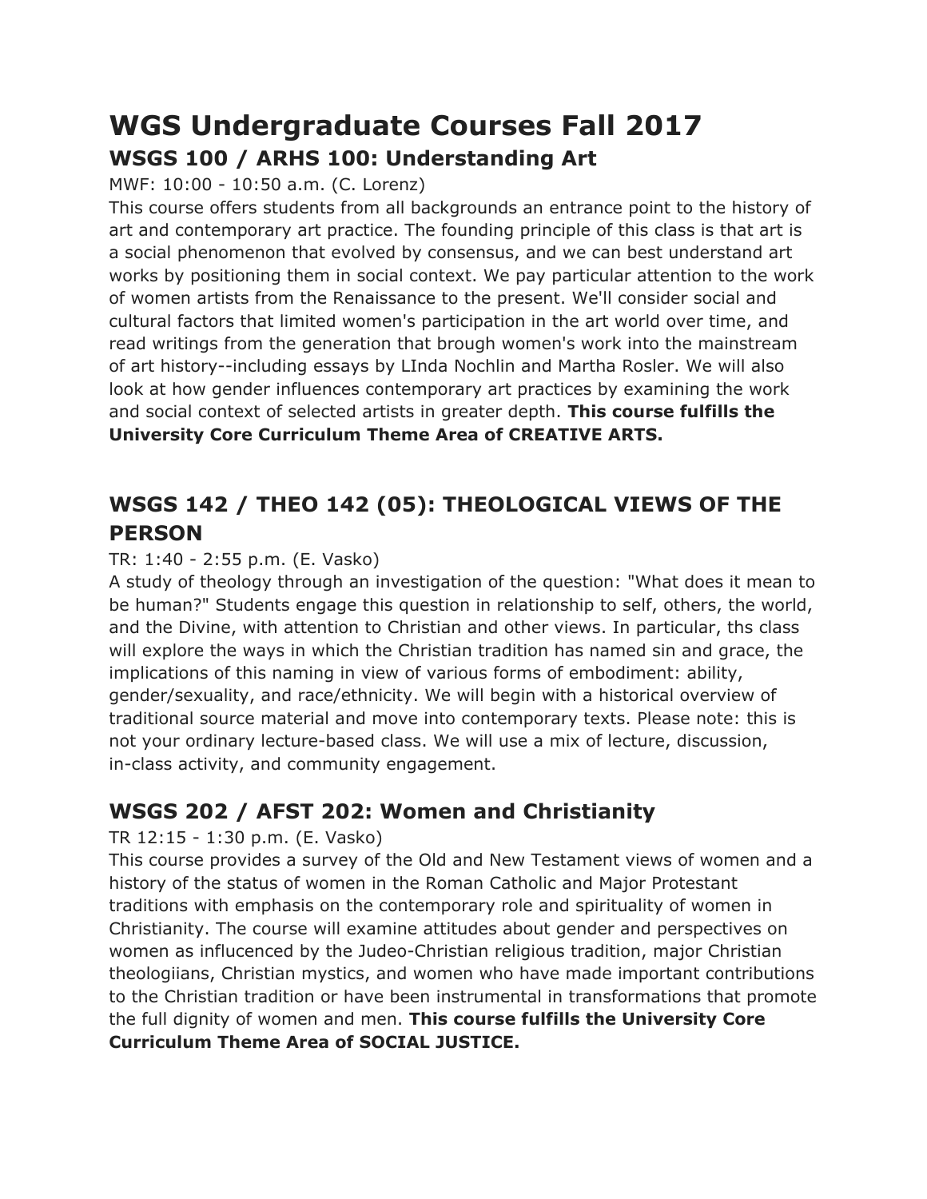# WGS Undergraduate Courses Fall 2017

## WSGS 100 / ARHS 100: Understanding Art

MWF: 10:00 - 10:50 a.m. (C. Lorenz)

This course offers students from all backgrounds an entrance point to the history of art and contemporary art practice. The founding principle of this class is that art is a social phenomenon that evolved by consensus, and we can best understand art works by positioning them in social context. We pay particular attention to the work of women artists from the Renaissance to the present. We'll consider social and cultural factors that limited women's participation in the art world over time, and read writings from the generation that brough women's work into the mainstream of art history--including essays by LInda Nochlin and Martha Rosler. We will also look at how gender influences contemporary art practices by examining the work and social context of selected artists in greater depth. **This course fulfills the University Core Curriculum Theme Area of CREATIVE ARTS.**

## WSGS 142 / THEO 142 (05): THEOLOGICAL VIEWS OF THE PERSON

TR: 1:40 - 2:55 p.m. (E. Vasko)

A study of theology through an investigation of the question: "What does it mean to be human?" Students engage this question in relationship to self, others, the world, and the Divine, with attention to Christian and other views. In particular, ths class will explore the ways in which the Christian tradition has named sin and grace, the implications of this naming in view of various forms of embodiment: ability, gender/sexuality, and race/ethnicity. We will begin with a historical overview of traditional source material and move into contemporary texts. Please note: this is not your ordinary lecture-based class. We will use a mix of lecture, discussion, in-class activity, and community engagement.

## WSGS 202 / AFST 202: Women and Christianity

TR 12:15 - 1:30 p.m. (E. Vasko)

This course provides a survey of the Old and New Testament views of women and a history of the status of women in the Roman Catholic and Major Protestant traditions with emphasis on the contemporary role and spirituality of women in Christianity. The course will examine attitudes about gender and perspectives on women as influcenced by the Judeo-Christian religious tradition, major Christian theologiians, Christian mystics, and women who have made important contributions to the Christian tradition or have been instrumental in transformations that promote the full dignity of women and men. **This course fulfills the University Core Curriculum Theme Area of SOCIAL JUSTICE.**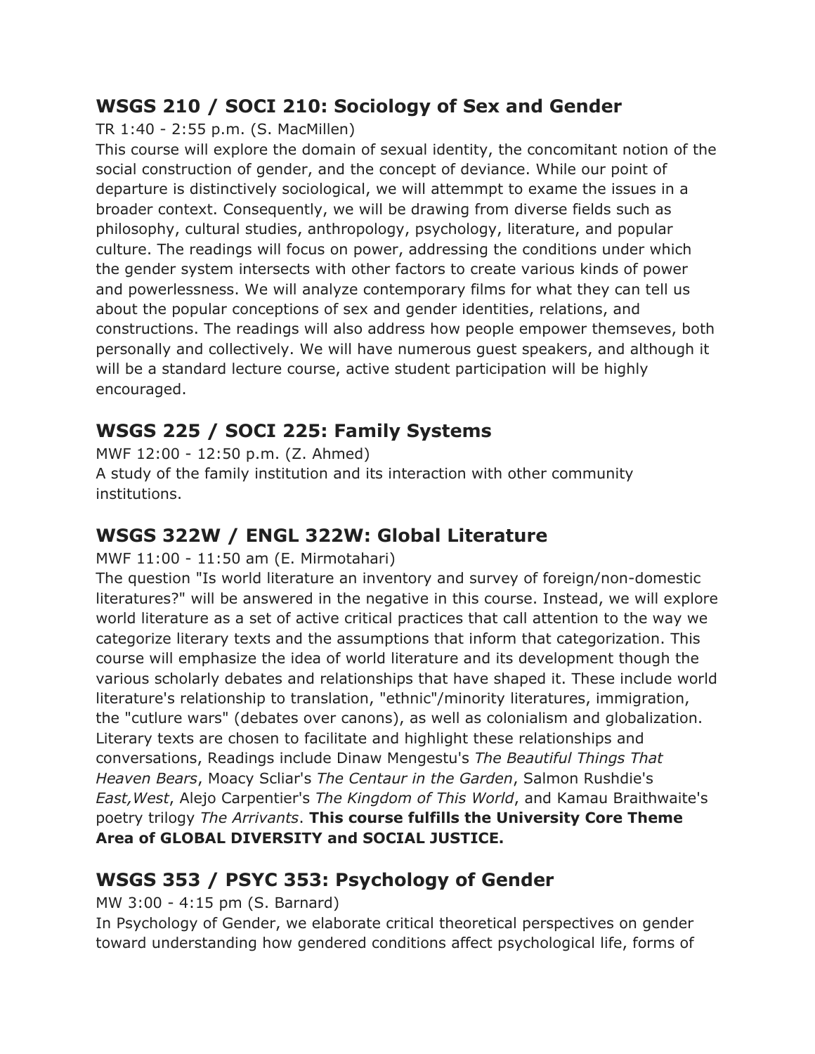## WSGS 210 / SOCI 210: Sociology of Sex and Gender

TR 1:40 - 2:55 p.m. (S. MacMillen)

This course will explore the domain of sexual identity, the concomitant notion of the social construction of gender, and the concept of deviance. While our point of departure is distinctively sociological, we will attemmpt to exame the issues in a broader context. Consequently, we will be drawing from diverse fields such as philosophy, cultural studies, anthropology, psychology, literature, and popular culture. The readings will focus on power, addressing the conditions under which the gender system intersects with other factors to create various kinds of power and powerlessness. We will analyze contemporary films for what they can tell us about the popular conceptions of sex and gender identities, relations, and constructions. The readings will also address how people empower themseves, both personally and collectively. We will have numerous guest speakers, and although it will be a standard lecture course, active student participation will be highly encouraged.

## WSGS 225 / SOCI 225: Family Systems

MWF 12:00 - 12:50 p.m. (Z. Ahmed)

A study of the family institution and its interaction with other community institutions.

## WSGS 322W / ENGL 322W: Global Literature

MWF 11:00 - 11:50 am (E. Mirmotahari)

The question "Is world literature an inventory and survey of foreign/non-domestic literatures?" will be answered in the negative in this course. Instead, we will explore world literature as a set of active critical practices that call attention to the way we categorize literary texts and the assumptions that inform that categorization. This course will emphasize the idea of world literature and its development though the various scholarly debates and relationships that have shaped it. These include world literature's relationship to translation, "ethnic"/minority literatures, immigration, the "cutlure wars" (debates over canons), as well as colonialism and globalization. Literary texts are chosen to facilitate and highlight these relationships and conversations, Readings include Dinaw Mengestu's *The Beautiful Things That Heaven Bears*, Moacy Scliar's *The Centaur in the Garden*, Salmon Rushdie's *East,West*, Alejo Carpentier's *The Kingdom of This World*, and Kamau Braithwaite's poetry trilogy *The Arrivants*. **This course fulfills the University Core Theme Area of GLOBAL DIVERSITY and SOCIAL JUSTICE.**

## WSGS 353 / PSYC 353: Psychology of Gender

MW 3:00 - 4:15 pm (S. Barnard)

In Psychology of Gender, we elaborate critical theoretical perspectives on gender toward understanding how gendered conditions affect psychological life, forms of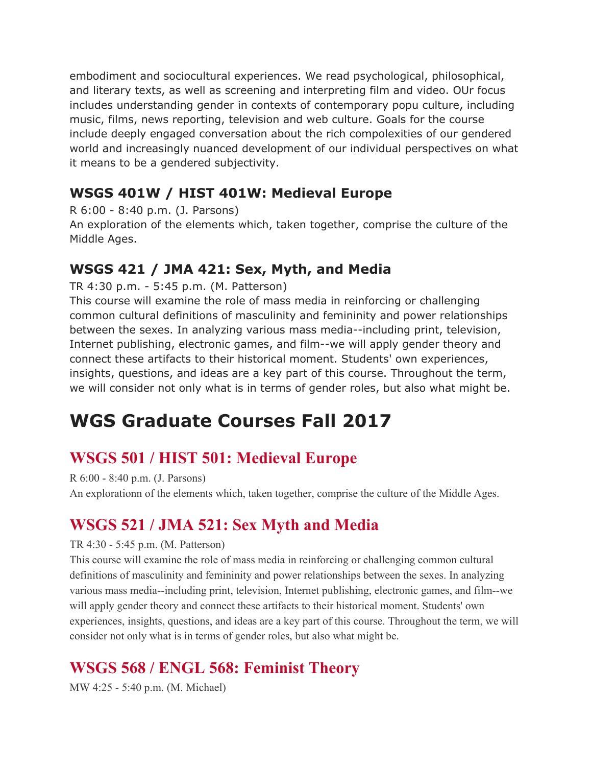embodiment and sociocultural experiences. We read psychological, philosophical, and literary texts, as well as screening and interpreting film and video. OUr focus includes understanding gender in contexts of contemporary popu culture, including music, films, news reporting, television and web culture. Goals for the course include deeply engaged conversation about the rich compolexities of our gendered world and increasingly nuanced development of our individual perspectives on what it means to be a gendered subjectivity.

### WSGS 401W / HIST 401W: Medieval Europe

R 6:00 - 8:40 p.m. (J. Parsons)
An exploration of the elements which, taken together, comprise the culture of the Middle Ages.

### WSGS 421 / JMA 421: Sex, Myth, and Media

TR 4:30 p.m. - 5:45 p.m. (M. Patterson)
This course will examine the role of mass media in reinforcing or challenging common cultural definitions of masculinity and femininity and power relationships between the sexes. In analyzing various mass media--including print, television, Internet publishing, electronic games, and film--we will apply gender theory and connect these artifacts to their historical moment. Students' own experiences, insights, questions, and ideas are a key part of this course. Throughout the term, we will consider not only what is in terms of gender roles, but also what might be.

## WGS Graduate Courses Fall 2017

### WSGS 501 / HIST 501: Medieval Europe

R 6:00 - 8:40 p.m. (J. Parsons)
An explorationn of the elements which, taken together, comprise the culture of the Middle Ages.

### WSGS 521 / JMA 521: Sex Myth and Media

TR 4:30 - 5:45 p.m. (M. Patterson)
This course will examine the role of mass media in reinforcing or challenging common cultural definitions of masculinity and femininity and power relationships between the sexes. In analyzing various mass media--including print, television, Internet publishing, electronic games, and film--we will apply gender theory and connect these artifacts to their historical moment. Students' own experiences, insights, questions, and ideas are a key part of this course. Throughout the term, we will consider not only what is in terms of gender roles, but also what might be.

### WSGS 568 / ENGL 568: Feminist Theory

MW 4:25 - 5:40 p.m. (M. Michael)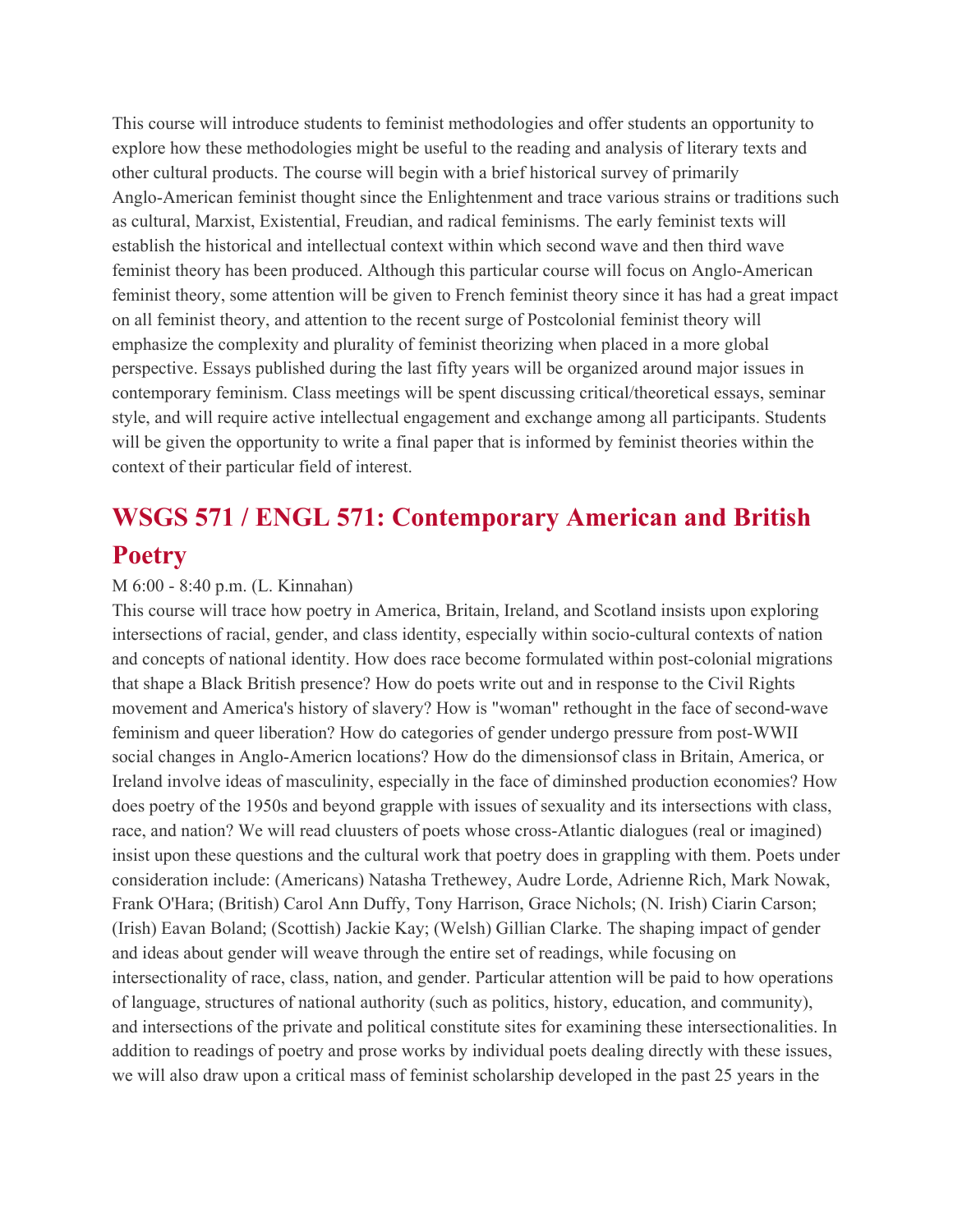This course will introduce students to feminist methodologies and offer students an opportunity to explore how these methodologies might be useful to the reading and analysis of literary texts and other cultural products. The course will begin with a brief historical survey of primarily Anglo-American feminist thought since the Enlightenment and trace various strains or traditions such as cultural, Marxist, Existential, Freudian, and radical feminisms. The early feminist texts will establish the historical and intellectual context within which second wave and then third wave feminist theory has been produced. Although this particular course will focus on Anglo-American feminist theory, some attention will be given to French feminist theory since it has had a great impact on all feminist theory, and attention to the recent surge of Postcolonial feminist theory will emphasize the complexity and plurality of feminist theorizing when placed in a more global perspective. Essays published during the last fifty years will be organized around major issues in contemporary feminism. Class meetings will be spent discussing critical/theoretical essays, seminar style, and will require active intellectual engagement and exchange among all participants. Students will be given the opportunity to write a final paper that is informed by feminist theories within the context of their particular field of interest.

## WSGS 571 / ENGL 571: Contemporary American and British Poetry

M 6:00 - 8:40 p.m. (L. Kinnahan)

This course will trace how poetry in America, Britain, Ireland, and Scotland insists upon exploring intersections of racial, gender, and class identity, especially within socio-cultural contexts of nation and concepts of national identity. How does race become formulated within post-colonial migrations that shape a Black British presence? How do poets write out and in response to the Civil Rights movement and America's history of slavery? How is "woman" rethought in the face of second-wave feminism and queer liberation? How do categories of gender undergo pressure from post-WWII social changes in Anglo-Americn locations? How do the dimensionsof class in Britain, America, or Ireland involve ideas of masculinity, especially in the face of diminshed production economies? How does poetry of the 1950s and beyond grapple with issues of sexuality and its intersections with class, race, and nation? We will read cluusters of poets whose cross-Atlantic dialogues (real or imagined) insist upon these questions and the cultural work that poetry does in grappling with them. Poets under consideration include: (Americans) Natasha Trethewey, Audre Lorde, Adrienne Rich, Mark Nowak, Frank O'Hara; (British) Carol Ann Duffy, Tony Harrison, Grace Nichols; (N. Irish) Ciarin Carson; (Irish) Eavan Boland; (Scottish) Jackie Kay; (Welsh) Gillian Clarke. The shaping impact of gender and ideas about gender will weave through the entire set of readings, while focusing on intersectionality of race, class, nation, and gender. Particular attention will be paid to how operations of language, structures of national authority (such as politics, history, education, and community), and intersections of the private and political constitute sites for examining these intersectionalities. In addition to readings of poetry and prose works by individual poets dealing directly with these issues, we will also draw upon a critical mass of feminist scholarship developed in the past 25 years in the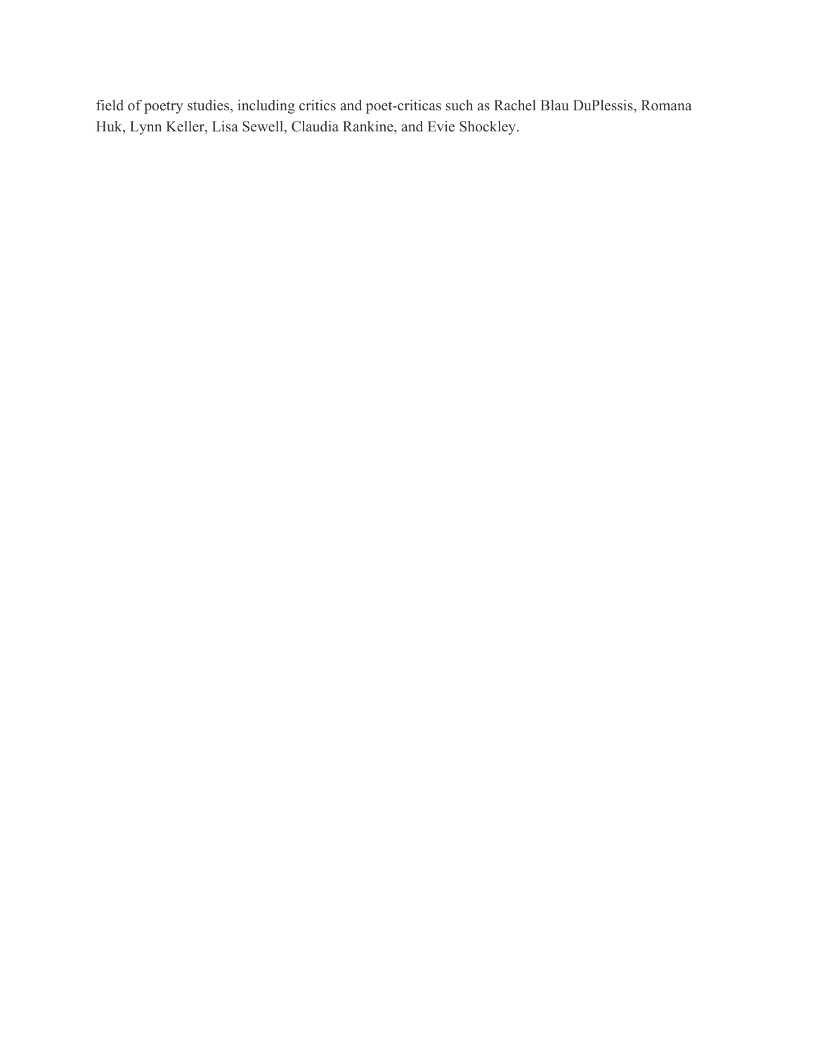field of poetry studies, including critics and poet-criticas such as Rachel Blau DuPlessis, Romana Huk, Lynn Keller, Lisa Sewell, Claudia Rankine, and Evie Shockley.